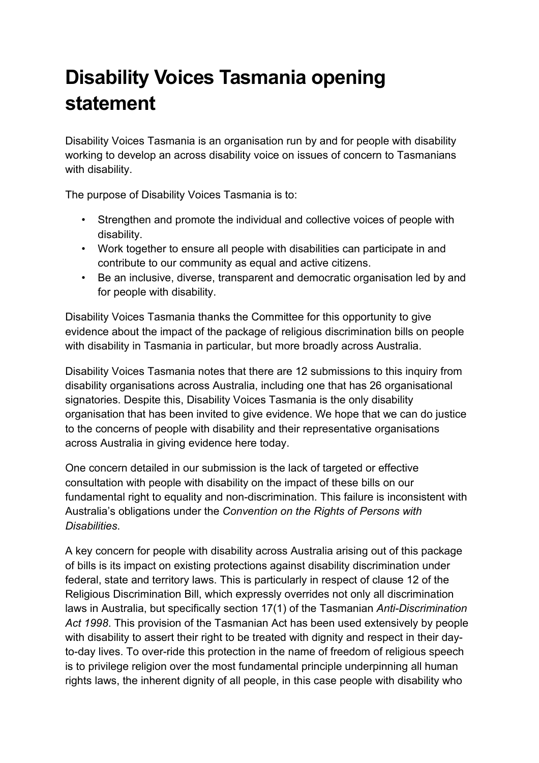# Disability Voices Tasmania opening statement

Disability Voices Tasmania is an organisation run by and for people with disability working to develop an across disability voice on issues of concern to Tasmanians with disability.

The purpose of Disability Voices Tasmania is to:

- Strengthen and promote the individual and collective voices of people with disability.
- Work together to ensure all people with disabilities can participate in and contribute to our community as equal and active citizens.
- Be an inclusive, diverse, transparent and democratic organisation led by and for people with disability.

Disability Voices Tasmania thanks the Committee for this opportunity to give evidence about the impact of the package of religious discrimination bills on people with disability in Tasmania in particular, but more broadly across Australia.

Disability Voices Tasmania notes that there are 12 submissions to this inquiry from disability organisations across Australia, including one that has 26 organisational signatories. Despite this, Disability Voices Tasmania is the only disability organisation that has been invited to give evidence. We hope that we can do justice to the concerns of people with disability and their representative organisations across Australia in giving evidence here today.

One concern detailed in our submission is the lack of targeted or effective consultation with people with disability on the impact of these bills on our fundamental right to equality and non-discrimination. This failure is inconsistent with Australia's obligations under the *Convention on the Rights of Persons with Disabilities*.

A key concern for people with disability across Australia arising out of this package of bills is its impact on existing protections against disability discrimination under federal, state and territory laws. This is particularly in respect of clause 12 of the Religious Discrimination Bill, which expressly overrides not only all discrimination laws in Australia, but specifically section 17(1) of the Tasmanian *Anti-Discrimination Act 1998*. This provision of the Tasmanian Act has been used extensively by people with disability to assert their right to be treated with dignity and respect in their day-to-day lives. To over-ride this protection in the name of freedom of religious speech is to privilege religion over the most fundamental principle underpinning all human rights laws, the inherent dignity of all people, in this case people with disability who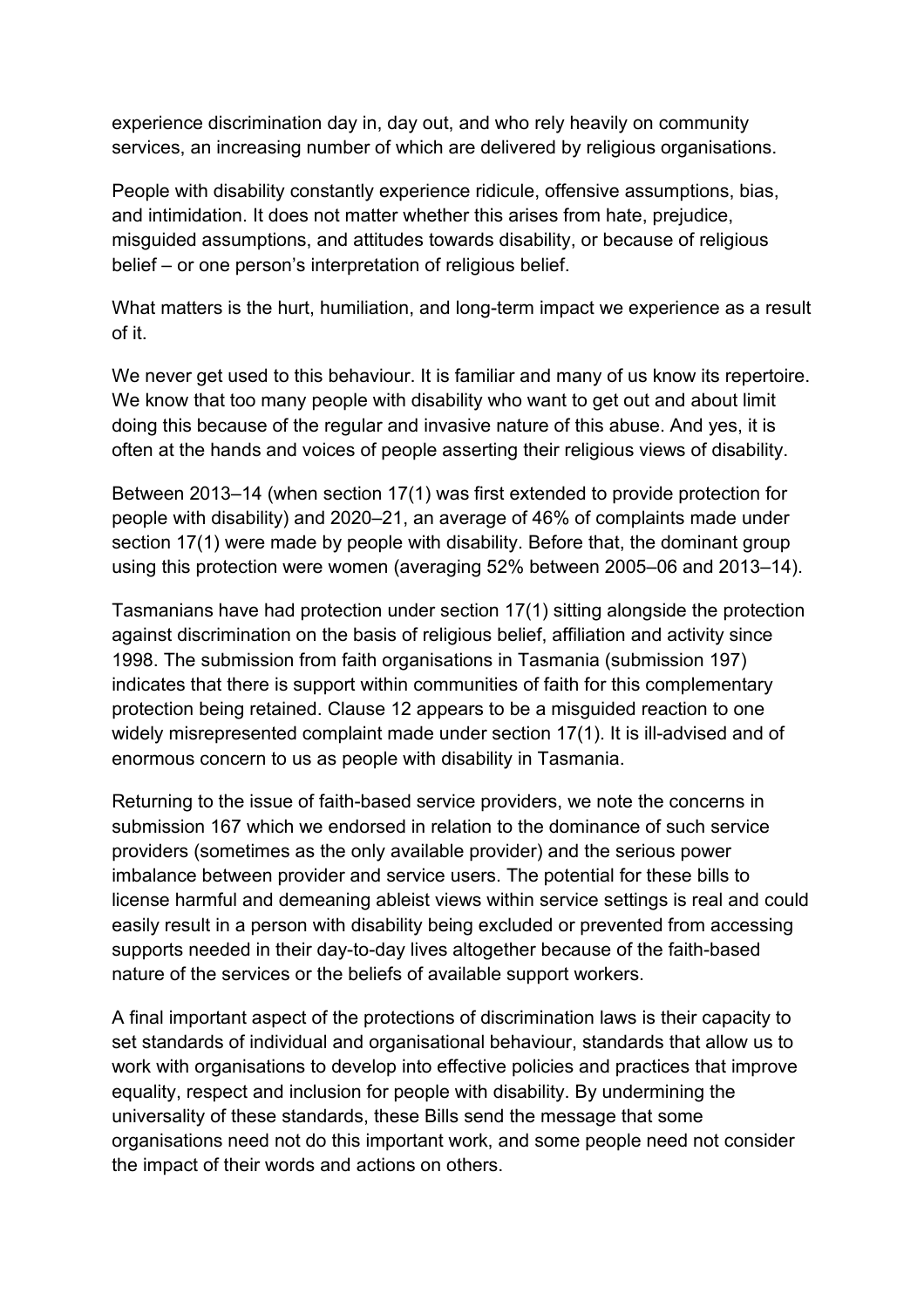experience discrimination day in, day out, and who rely heavily on community services, an increasing number of which are delivered by religious organisations.

People with disability constantly experience ridicule, offensive assumptions, bias, and intimidation. It does not matter whether this arises from hate, prejudice, misguided assumptions, and attitudes towards disability, or because of religious belief – or one person's interpretation of religious belief.

What matters is the hurt, humiliation, and long-term impact we experience as a result of it.

We never get used to this behaviour. It is familiar and many of us know its repertoire. We know that too many people with disability who want to get out and about limit doing this because of the regular and invasive nature of this abuse. And yes, it is often at the hands and voices of people asserting their religious views of disability.

Between 2013–14 (when section 17(1) was first extended to provide protection for people with disability) and 2020–21, an average of 46% of complaints made under section 17(1) were made by people with disability. Before that, the dominant group using this protection were women (averaging 52% between 2005–06 and 2013–14).

Tasmanians have had protection under section 17(1) sitting alongside the protection against discrimination on the basis of religious belief, affiliation and activity since 1998. The submission from faith organisations in Tasmania (submission 197) indicates that there is support within communities of faith for this complementary protection being retained. Clause 12 appears to be a misguided reaction to one widely misrepresented complaint made under section 17(1). It is ill-advised and of enormous concern to us as people with disability in Tasmania.

Returning to the issue of faith-based service providers, we note the concerns in submission 167 which we endorsed in relation to the dominance of such service providers (sometimes as the only available provider) and the serious power imbalance between provider and service users. The potential for these bills to license harmful and demeaning ableist views within service settings is real and could easily result in a person with disability being excluded or prevented from accessing supports needed in their day-to-day lives altogether because of the faith-based nature of the services or the beliefs of available support workers.

A final important aspect of the protections of discrimination laws is their capacity to set standards of individual and organisational behaviour, standards that allow us to work with organisations to develop into effective policies and practices that improve equality, respect and inclusion for people with disability. By undermining the universality of these standards, these Bills send the message that some organisations need not do this important work, and some people need not consider the impact of their words and actions on others.